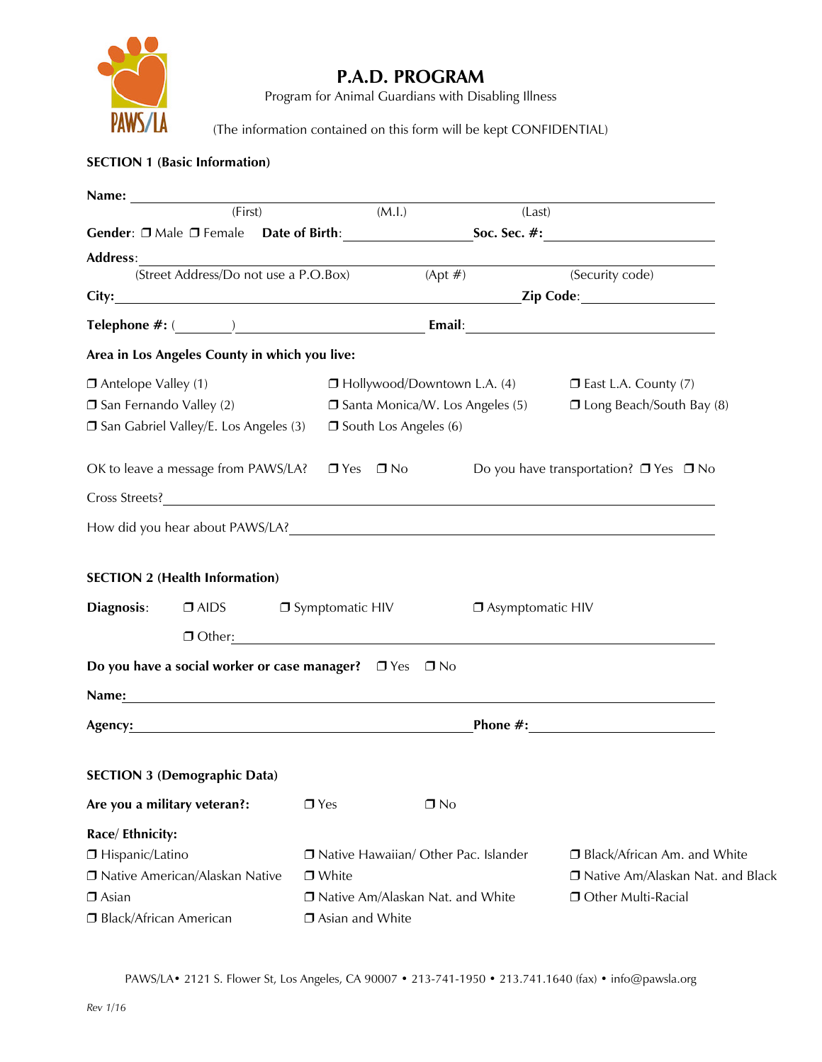PAWS/LA

# P.A.D. PROGRAM

Program for Animal Guardians with Disabling Illness

(The information contained on this form will be kept CONFIDENTIAL)

**SECTION 1 (Basic Information)**

**Name:** ______________________________________________
(First) (M.I.) (Last)

**Gender**: ❒ Male ❒ Female **Date of Birth**: ______________ **Soc. Sec. #:** ______________

**Address**: ______________________________________________
(Street Address/Do not use a P.O.Box) (Apt #) (Security code)

**City:** ______________________________ **Zip Code**: ______________

**Telephone #:** (______) ______________ **Email**: ______________

**Area in Los Angeles County in which you live:**

❒ Antelope Valley (1)
❒ San Fernando Valley (2)
❒ San Gabriel Valley/E. Los Angeles (3)
❒ Hollywood/Downtown L.A. (4)
❒ Santa Monica/W. Los Angeles (5)
❒ South Los Angeles (6)
❒ East L.A. County (7)
❒ Long Beach/South Bay (8)

OK to leave a message from PAWS/LA? ❒ Yes ❒ No Do you have transportation? ❒ Yes ❒ No

Cross Streets? ______________________________________________

How did you hear about PAWS/LA? ______________________________________________

**SECTION 2 (Health Information)**

**Diagnosis**: ❒ AIDS ❒ Symptomatic HIV ❒ Asymptomatic HIV

❒ Other: ______________________________________________

**Do you have a social worker or case manager?** ❒ Yes ❒ No

**Name:** ______________________________________________

**Agency:** ______________________________ **Phone #:** ______________

**SECTION 3 (Demographic Data)**

**Are you a military veteran?:** ❒ Yes ❒ No

**Race/ Ethnicity:**

❒ Hispanic/Latino
❒ Native American/Alaskan Native
❒ Asian
❒ Black/African American
❒ Native Hawaiian/ Other Pac. Islander
❒ White
❒ Native Am/Alaskan Nat. and White
❒ Asian and White
❒ Black/African Am. and White
❒ Native Am/Alaskan Nat. and Black
❒ Other Multi-Racial

PAWS/LA• 2121 S. Flower St, Los Angeles, CA 90007 • 213-741-1950 • 213.741.1640 (fax) • info@pawsla.org

*Rev 1/16*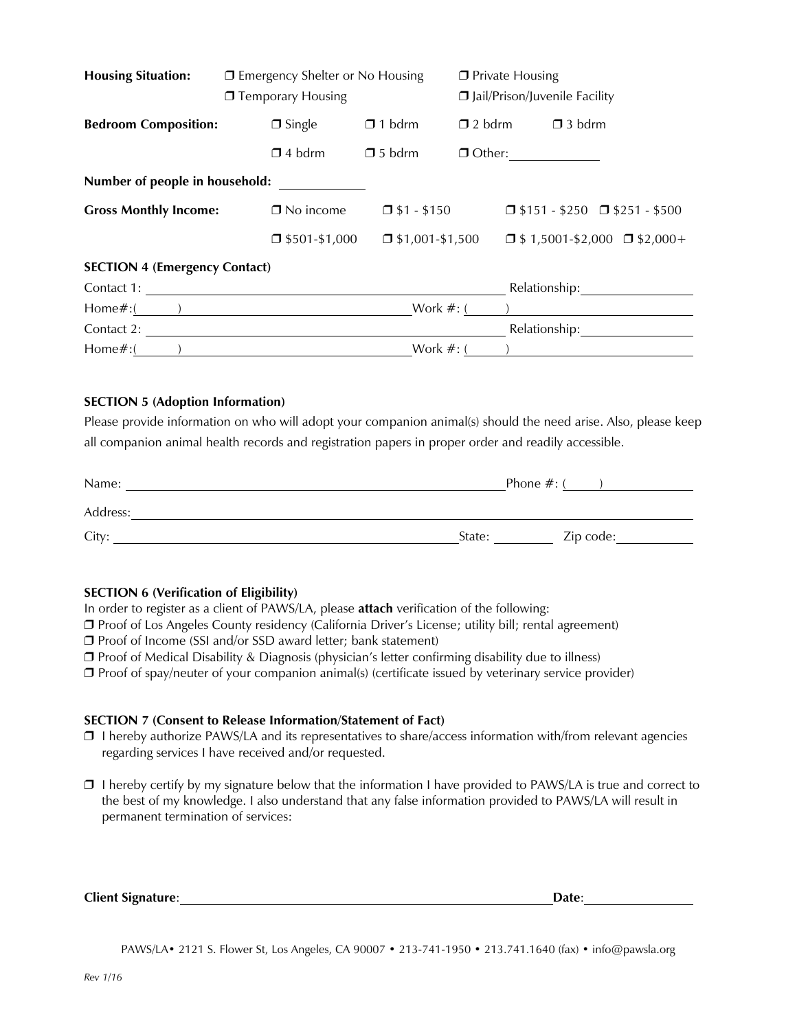**Housing Situation:** ❐ Emergency Shelter or No Housing ❐ Private Housing ❐ Temporary Housing ❐ Jail/Prison/Juvenile Facility

**Bedroom Composition:** ❐ Single ❐ 1 bdrm ❐ 2 bdrm ❐ 3 bdrm ❐ 4 bdrm ❐ 5 bdrm ❐ Other: ____________

**Number of people in household:** ____________

**Gross Monthly Income:** ❐ No income ❐ $1 - $150 ❐ $151 - $250 ❐ $251 - $500 ❐ $501-$1,000 ❐ $1,001-$1,500 ❐ $ 1,5001-$2,000 ❐ $2,000+

**SECTION 4 (Emergency Contact)**

Contact 1: ______________________________ Relationship: ______________

Home#:(      ) ______________________ Work #: (      ) ______________________

Contact 2: ______________________________ Relationship: ______________

Home#:(      ) ______________________ Work #: (      ) ______________________

**SECTION 5 (Adoption Information)**

Please provide information on who will adopt your companion animal(s) should the need arise. Also, please keep all companion animal health records and registration papers in proper order and readily accessible.

Name: ______________________________ Phone #: (      ) ____________

Address: ______________________________________________________

City: ______________________________ State: ________ Zip code: __________

**SECTION 6 (Verification of Eligibility)**

In order to register as a client of PAWS/LA, please **attach** verification of the following:

❐ Proof of Los Angeles County residency (California Driver's License; utility bill; rental agreement)
❐ Proof of Income (SSI and/or SSD award letter; bank statement)
❐ Proof of Medical Disability & Diagnosis (physician's letter confirming disability due to illness)
❐ Proof of spay/neuter of your companion animal(s) (certificate issued by veterinary service provider)

**SECTION 7 (Consent to Release Information/Statement of Fact)**

❐ I hereby authorize PAWS/LA and its representatives to share/access information with/from relevant agencies regarding services I have received and/or requested.

❐ I hereby certify by my signature below that the information I have provided to PAWS/LA is true and correct to the best of my knowledge. I also understand that any false information provided to PAWS/LA will result in permanent termination of services:

**Client Signature**: ______________________________ **Date**: ______________

PAWS/LA• 2121 S. Flower St, Los Angeles, CA 90007 • 213-741-1950 • 213.741.1640 (fax) • info@pawsla.org

*Rev 1/16*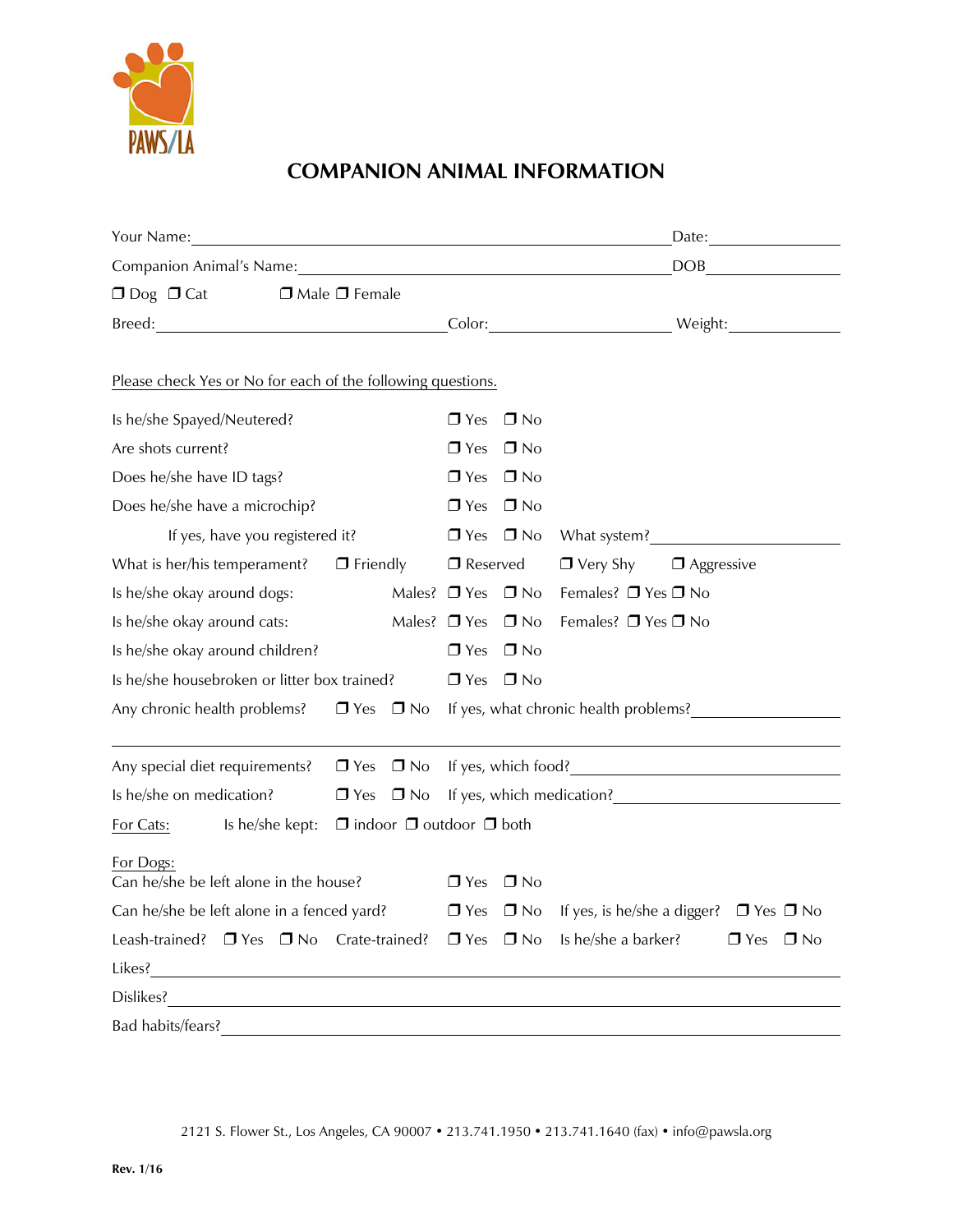PAWS/LA

# COMPANION ANIMAL INFORMATION

Your Name:______________________________________________ Date:____________

Companion Animal's Name:_________________________________ DOB____________

❐ Dog ❐ Cat ❐ Male ❐ Female

Breed:____________________________ Color:________________ Weight:____________

Please check Yes or No for each of the following questions.

Is he/she Spayed/Neutered? ❐ Yes ❐ No

Are shots current? ❐ Yes ❐ No

Does he/she have ID tags? ❐ Yes ❐ No

Does he/she have a microchip? ❐ Yes ❐ No

If yes, have you registered it? ❐ Yes ❐ No What system?________________

What is her/his temperament? ❐ Friendly ❐ Reserved ❐ Very Shy ❐ Aggressive

Is he/she okay around dogs: Males? ❐ Yes ❐ No Females? ❐ Yes ❐ No

Is he/she okay around cats: Males? ❐ Yes ❐ No Females? ❐ Yes ❐ No

Is he/she okay around children? ❐ Yes ❐ No

Is he/she housebroken or litter box trained? ❐ Yes ❐ No

Any chronic health problems? ❐ Yes ❐ No If yes, what chronic health problems?________________

______________________________________________________________________

Any special diet requirements? ❐ Yes ❐ No If yes, which food?________________

Is he/she on medication? ❐ Yes ❐ No If yes, which medication?________________

For Cats: Is he/she kept: ❐ indoor ❐ outdoor ❐ both

For Dogs:

Can he/she be left alone in the house? ❐ Yes ❐ No

Can he/she be left alone in a fenced yard? ❐ Yes ❐ No If yes, is he/she a digger? ❐ Yes ❐ No

Leash-trained? ❐ Yes ❐ No Crate-trained? ❐ Yes ❐ No Is he/she a barker? ❐ Yes ❐ No

Likes?______________________________________________________________

Dislikes?____________________________________________________________

Bad habits/fears?______________________________________________________

2121 S. Flower St., Los Angeles, CA 90007 • 213.741.1950 • 213.741.1640 (fax) • info@pawsla.org

**Rev. 1/16**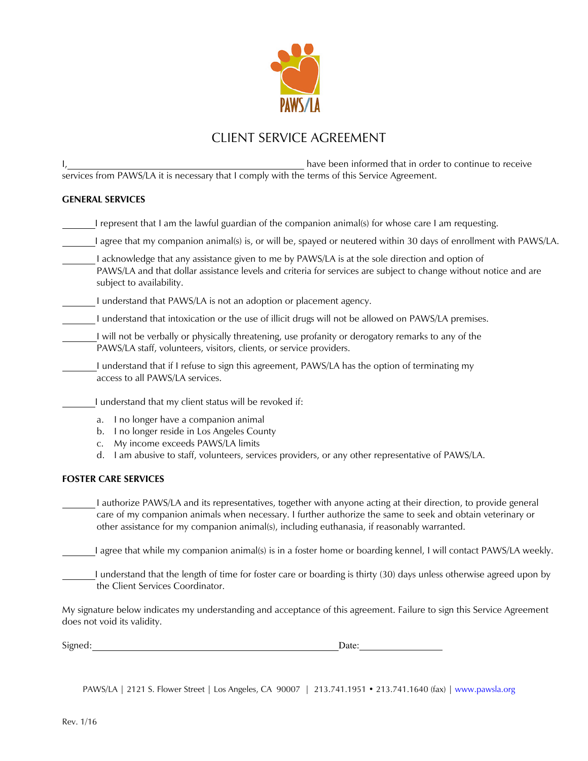PAWS/LA

# CLIENT SERVICE AGREEMENT

I,_______________________________________________ have been informed that in order to continue to receive services from PAWS/LA it is necessary that I comply with the terms of this Service Agreement.

**GENERAL SERVICES**

_______I represent that I am the lawful guardian of the companion animal(s) for whose care I am requesting.

_______I agree that my companion animal(s) is, or will be, spayed or neutered within 30 days of enrollment with PAWS/LA.

_______I acknowledge that any assistance given to me by PAWS/LA is at the sole direction and option of PAWS/LA and that dollar assistance levels and criteria for services are subject to change without notice and are subject to availability.

_______I understand that PAWS/LA is not an adoption or placement agency.

_______I understand that intoxication or the use of illicit drugs will not be allowed on PAWS/LA premises.

_______I will not be verbally or physically threatening, use profanity or derogatory remarks to any of the PAWS/LA staff, volunteers, visitors, clients, or service providers.

_______I understand that if I refuse to sign this agreement, PAWS/LA has the option of terminating my access to all PAWS/LA services.

_______I understand that my client status will be revoked if:

a. I no longer have a companion animal
b. I no longer reside in Los Angeles County
c. My income exceeds PAWS/LA limits
d. I am abusive to staff, volunteers, services providers, or any other representative of PAWS/LA.

**FOSTER CARE SERVICES**

_______I authorize PAWS/LA and its representatives, together with anyone acting at their direction, to provide general care of my companion animals when necessary. I further authorize the same to seek and obtain veterinary or other assistance for my companion animal(s), including euthanasia, if reasonably warranted.

_______I agree that while my companion animal(s) is in a foster home or boarding kennel, I will contact PAWS/LA weekly.

_______I understand that the length of time for foster care or boarding is thirty (30) days unless otherwise agreed upon by the Client Services Coordinator.

My signature below indicates my understanding and acceptance of this agreement. Failure to sign this Service Agreement does not void its validity.

Signed:_______________________________________________Date:_______________

PAWS/LA | 2121 S. Flower Street | Los Angeles, CA 90007 | 213.741.1951 • 213.741.1640 (fax) | www.pawsla.org

Rev. 1/16